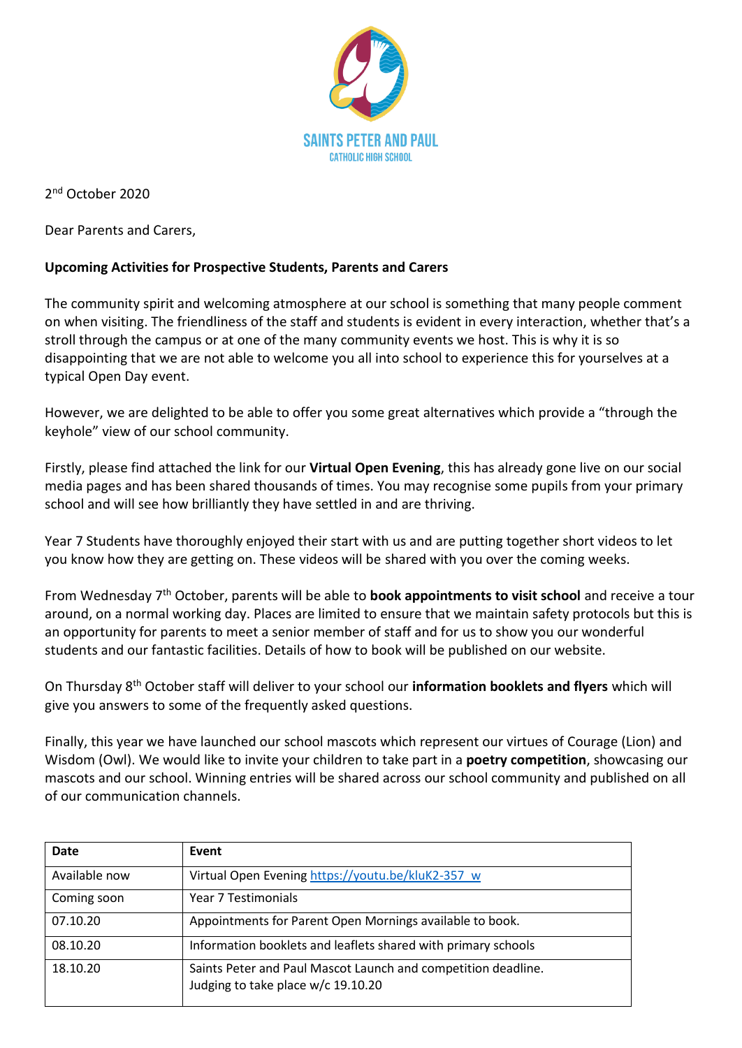SAINTS PETER AND PAUL
CATHOLIC HIGH SCHOOL

2nd October 2020

Dear Parents and Carers,

**Upcoming Activities for Prospective Students, Parents and Carers**

The community spirit and welcoming atmosphere at our school is something that many people comment on when visiting. The friendliness of the staff and students is evident in every interaction, whether that's a stroll through the campus or at one of the many community events we host. This is why it is so disappointing that we are not able to welcome you all into school to experience this for yourselves at a typical Open Day event.

However, we are delighted to be able to offer you some great alternatives which provide a "through the keyhole" view of our school community.

Firstly, please find attached the link for our **Virtual Open Evening**, this has already gone live on our social media pages and has been shared thousands of times. You may recognise some pupils from your primary school and will see how brilliantly they have settled in and are thriving.

Year 7 Students have thoroughly enjoyed their start with us and are putting together short videos to let you know how they are getting on. These videos will be shared with you over the coming weeks.

From Wednesday 7th October, parents will be able to **book appointments to visit school** and receive a tour around, on a normal working day. Places are limited to ensure that we maintain safety protocols but this is an opportunity for parents to meet a senior member of staff and for us to show you our wonderful students and our fantastic facilities. Details of how to book will be published on our website.

On Thursday 8th October staff will deliver to your school our **information booklets and flyers** which will give you answers to some of the frequently asked questions.

Finally, this year we have launched our school mascots which represent our virtues of Courage (Lion) and Wisdom (Owl). We would like to invite your children to take part in a **poetry competition**, showcasing our mascots and our school. Winning entries will be shared across our school community and published on all of our communication channels.

| Date | Event |
|---|---|
| Available now | Virtual Open Evening https://youtu.be/kluK2-357_w |
| Coming soon | Year 7 Testimonials |
| 07.10.20 | Appointments for Parent Open Mornings available to book. |
| 08.10.20 | Information booklets and leaflets shared with primary schools |
| 18.10.20 | Saints Peter and Paul Mascot Launch and competition deadline. Judging to take place w/c 19.10.20 |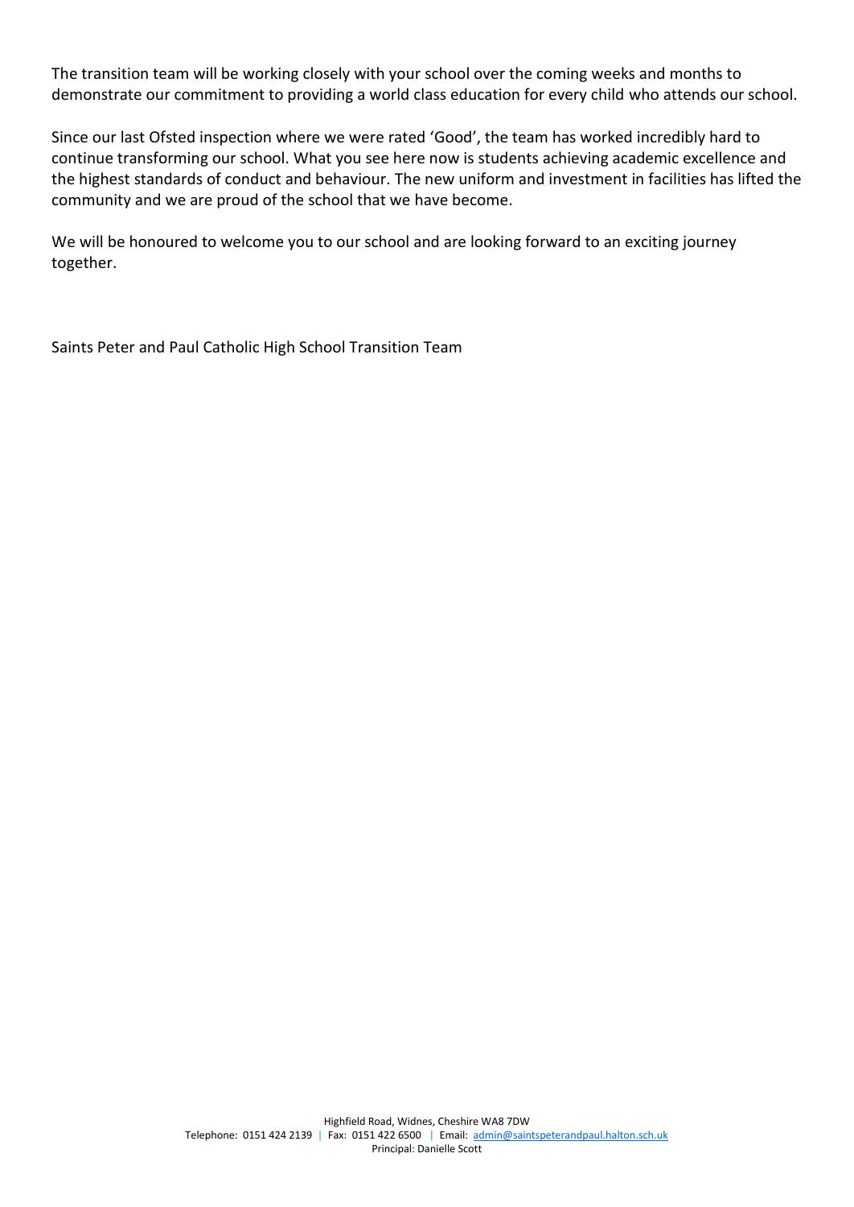The transition team will be working closely with your school over the coming weeks and months to demonstrate our commitment to providing a world class education for every child who attends our school.

Since our last Ofsted inspection where we were rated 'Good', the team has worked incredibly hard to continue transforming our school. What you see here now is students achieving academic excellence and the highest standards of conduct and behaviour. The new uniform and investment in facilities has lifted the community and we are proud of the school that we have become.

We will be honoured to welcome you to our school and are looking forward to an exciting journey together.

Saints Peter and Paul Catholic High School Transition Team

Highfield Road, Widnes, Cheshire WA8 7DW
Telephone: 0151 424 2139 | Fax: 0151 422 6500 | Email: admin@saintspeterandpaul.halton.sch.uk
Principal: Danielle Scott